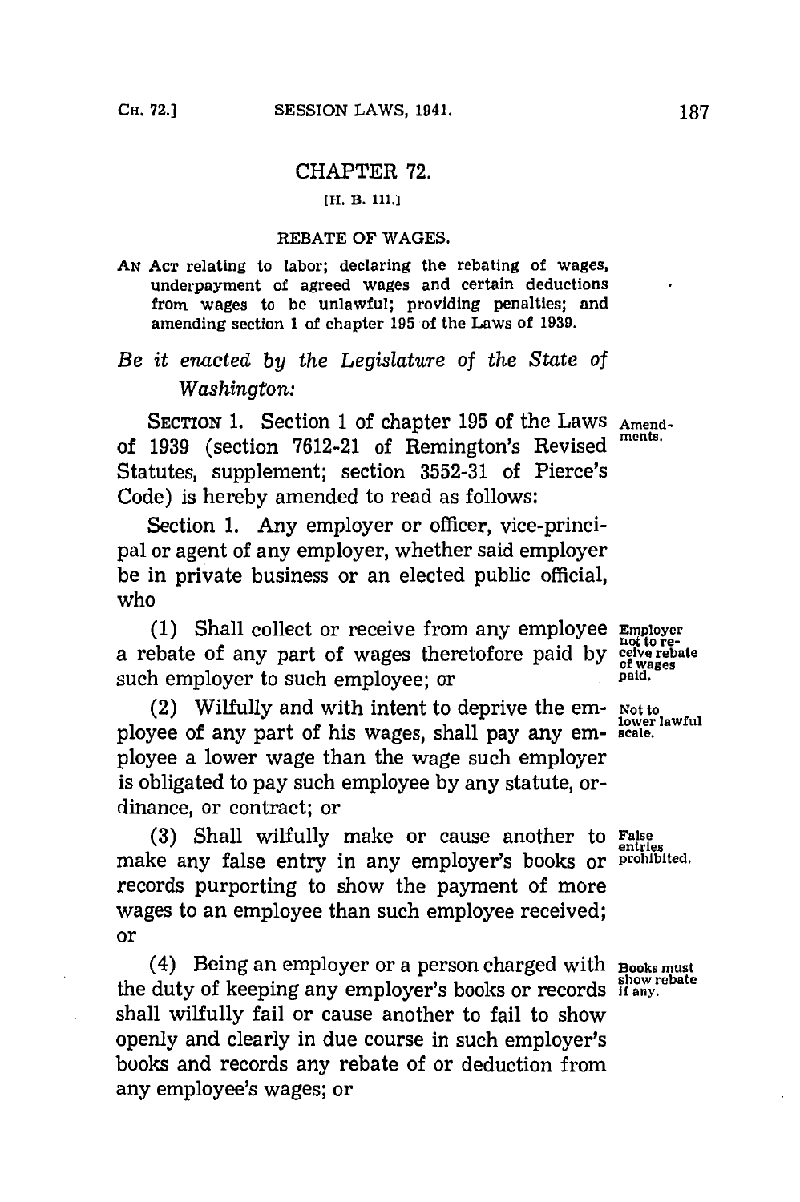# CHAPTER 72.

[H. B. 111.]

## REBATE OF WAGES.

AN ACT relating to labor; declaring the rebating of wages, underpayment of agreed wages and certain deductions from wages to be unlawful; providing penalties; and amending section 1 of chapter 195 of the Laws of 1939.

*Be it enacted by the Legislature of the State of Washington:*

SECTION 1. Section 1 of chapter 195 of the Laws of 1939 (section 7612-21 of Remington's Revised Statutes, supplement; section 3552-31 of Pierce's Code) is hereby amended to read as follows:

Amendments.

Section 1. Any employer or officer, vice-principal or agent of any employer, whether said employer be in private business or an elected public official, who

(1) Shall collect or receive from any employee a rebate of any part of wages theretofore paid by such employer to such employee; or

Employer not to receive rebate of wages paid.

(2) Wilfully and with intent to deprive the employee of any part of his wages, shall pay any employee a lower wage than the wage such employer is obligated to pay such employee by any statute, ordinance, or contract; or

Not to lower lawful scale.

(3) Shall wilfully make or cause another to make any false entry in any employer's books or records purporting to show the payment of more wages to an employee than such employee received; or

False entries prohibited.

(4) Being an employer or a person charged with the duty of keeping any employer's books or records shall wilfully fail or cause another to fail to show openly and clearly in due course in such employer's books and records any rebate of or deduction from any employee's wages; or

Books must show rebate if any.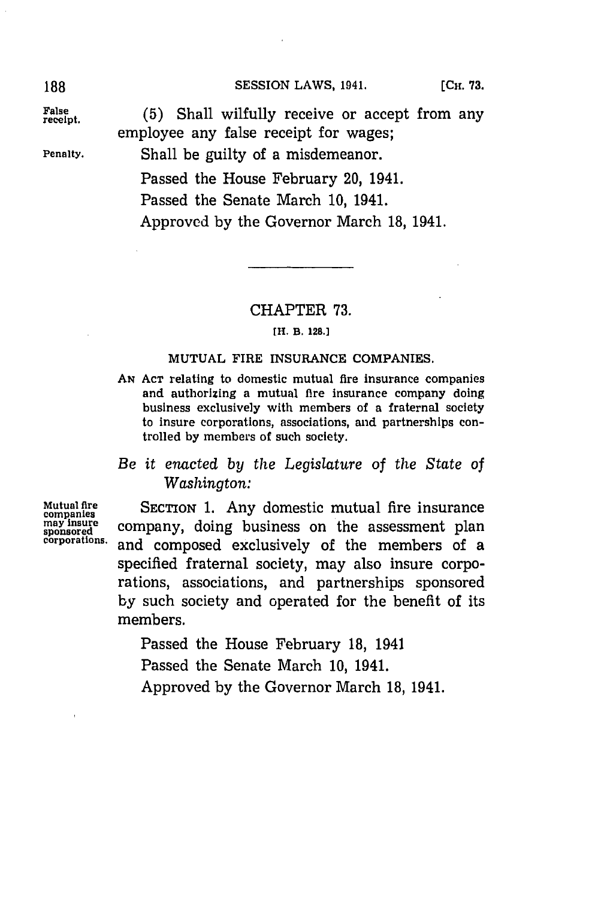False receipt.

(5) Shall wilfully receive or accept from any employee any false receipt for wages;

Penalty.

Shall be guilty of a misdemeanor.

Passed the House February 20, 1941.

Passed the Senate March 10, 1941.

Approved by the Governor March 18, 1941.

---

## CHAPTER 73.

[H. B. 128.]

### MUTUAL FIRE INSURANCE COMPANIES.

AN ACT relating to domestic mutual fire insurance companies and authorizing a mutual fire insurance company doing business exclusively with members of a fraternal society to insure corporations, associations, and partnerships controlled by members of such society.

*Be it enacted by the Legislature of the State of Washington:*

Mutual fire companies may insure sponsored corporations.

SECTION 1. Any domestic mutual fire insurance company, doing business on the assessment plan and composed exclusively of the members of a specified fraternal society, may also insure corporations, associations, and partnerships sponsored by such society and operated for the benefit of its members.

Passed the House February 18, 1941

Passed the Senate March 10, 1941.

Approved by the Governor March 18, 1941.